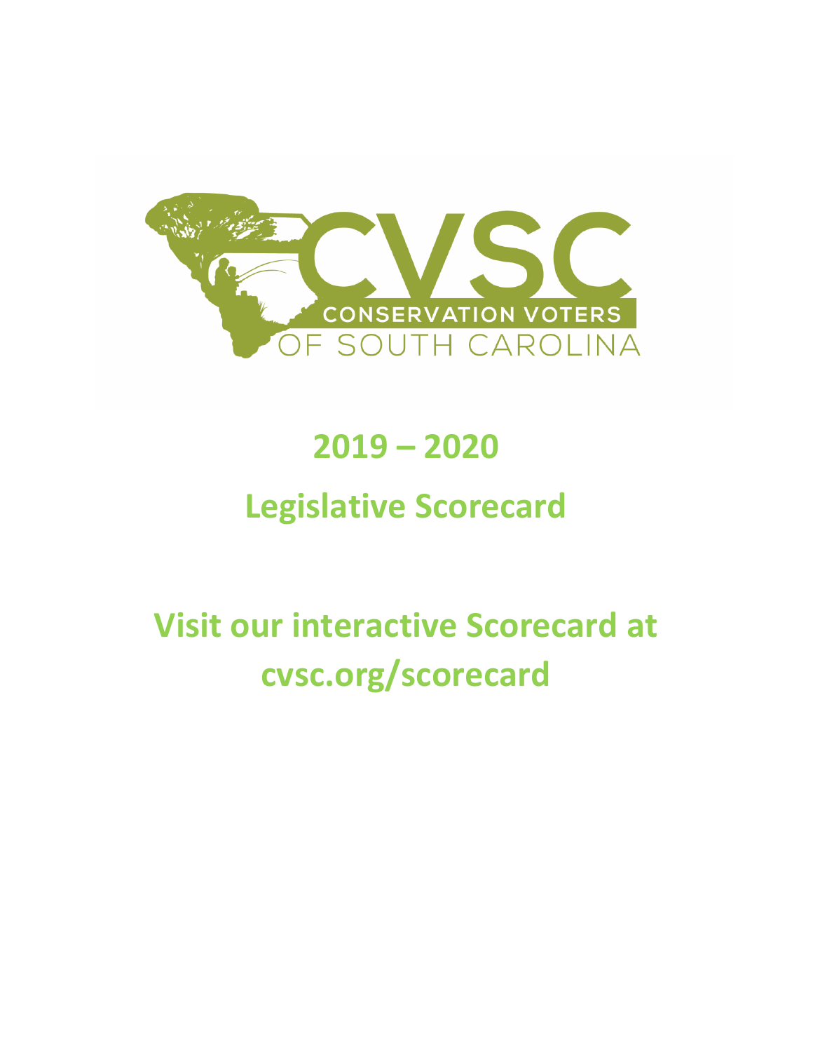CVSC

CONSERVATION VOTERS OF SOUTH CAROLINA

# 2019 – 2020

# Legislative Scorecard

## Visit our interactive Scorecard at cvsc.org/scorecard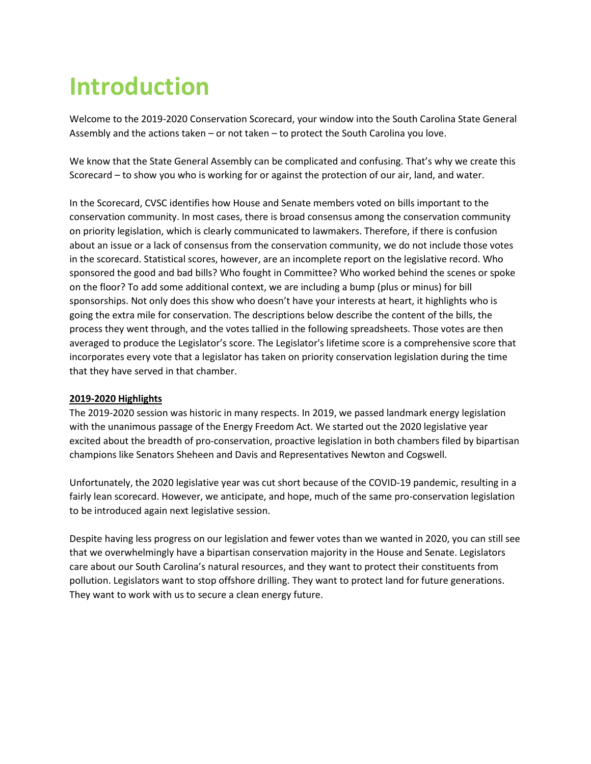# Introduction

Welcome to the 2019-2020 Conservation Scorecard, your window into the South Carolina State General Assembly and the actions taken – or not taken – to protect the South Carolina you love.

We know that the State General Assembly can be complicated and confusing. That's why we create this Scorecard – to show you who is working for or against the protection of our air, land, and water.

In the Scorecard, CVSC identifies how House and Senate members voted on bills important to the conservation community. In most cases, there is broad consensus among the conservation community on priority legislation, which is clearly communicated to lawmakers. Therefore, if there is confusion about an issue or a lack of consensus from the conservation community, we do not include those votes in the scorecard. Statistical scores, however, are an incomplete report on the legislative record. Who sponsored the good and bad bills? Who fought in Committee? Who worked behind the scenes or spoke on the floor? To add some additional context, we are including a bump (plus or minus) for bill sponsorships. Not only does this show who doesn't have your interests at heart, it highlights who is going the extra mile for conservation. The descriptions below describe the content of the bills, the process they went through, and the votes tallied in the following spreadsheets. Those votes are then averaged to produce the Legislator's score. The Legislator's lifetime score is a comprehensive score that incorporates every vote that a legislator has taken on priority conservation legislation during the time that they have served in that chamber.

**2019-2020 Highlights**

The 2019-2020 session was historic in many respects. In 2019, we passed landmark energy legislation with the unanimous passage of the Energy Freedom Act. We started out the 2020 legislative year excited about the breadth of pro-conservation, proactive legislation in both chambers filed by bipartisan champions like Senators Sheheen and Davis and Representatives Newton and Cogswell.

Unfortunately, the 2020 legislative year was cut short because of the COVID-19 pandemic, resulting in a fairly lean scorecard. However, we anticipate, and hope, much of the same pro-conservation legislation to be introduced again next legislative session.

Despite having less progress on our legislation and fewer votes than we wanted in 2020, you can still see that we overwhelmingly have a bipartisan conservation majority in the House and Senate. Legislators care about our South Carolina's natural resources, and they want to protect their constituents from pollution. Legislators want to stop offshore drilling. They want to protect land for future generations. They want to work with us to secure a clean energy future.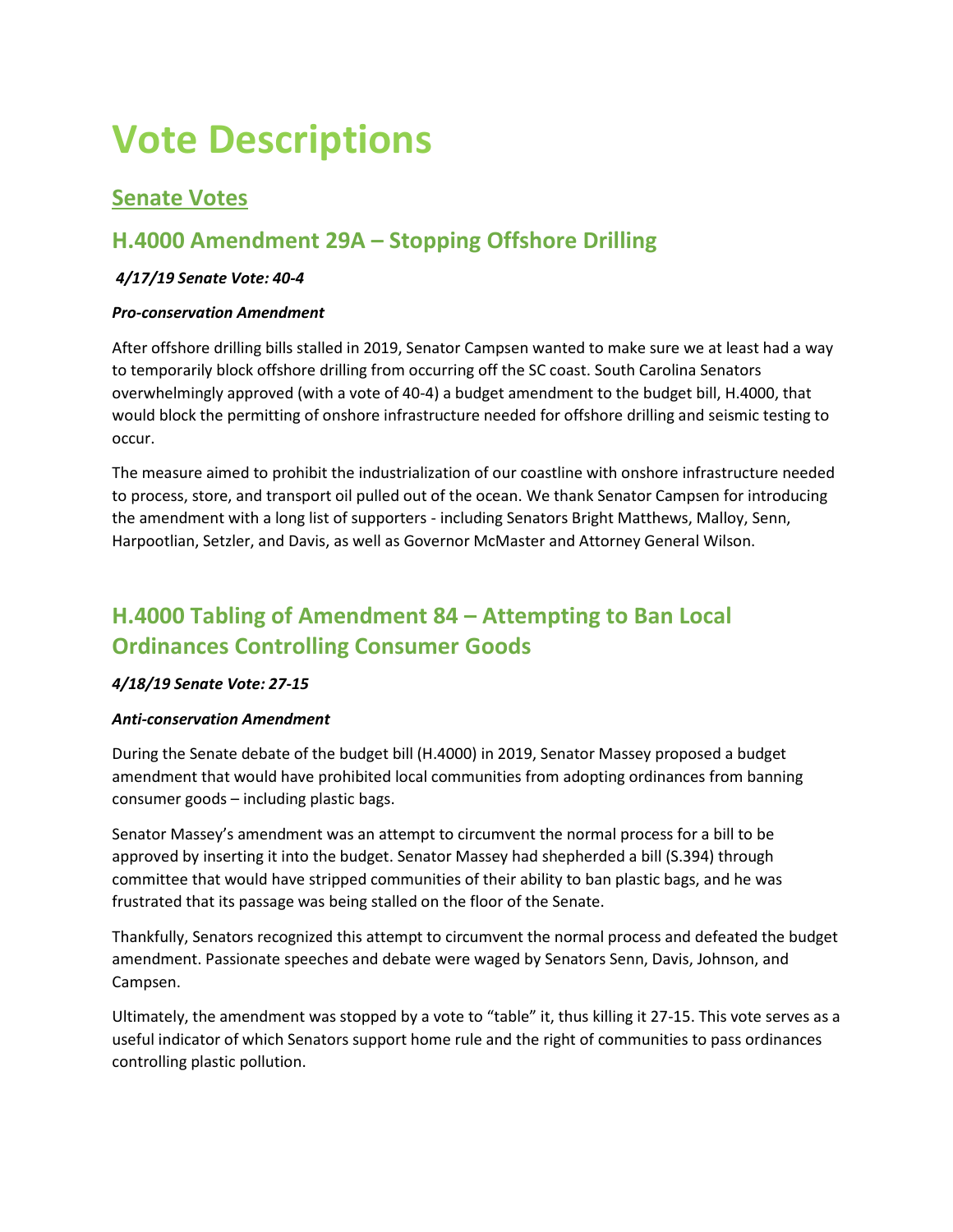# Vote Descriptions

## Senate Votes

## H.4000 Amendment 29A – Stopping Offshore Drilling

***4/17/19 Senate Vote: 40-4***

***Pro-conservation Amendment***

After offshore drilling bills stalled in 2019, Senator Campsen wanted to make sure we at least had a way to temporarily block offshore drilling from occurring off the SC coast. South Carolina Senators overwhelmingly approved (with a vote of 40-4) a budget amendment to the budget bill, H.4000, that would block the permitting of onshore infrastructure needed for offshore drilling and seismic testing to occur.

The measure aimed to prohibit the industrialization of our coastline with onshore infrastructure needed to process, store, and transport oil pulled out of the ocean. We thank Senator Campsen for introducing the amendment with a long list of supporters - including Senators Bright Matthews, Malloy, Senn, Harpootlian, Setzler, and Davis, as well as Governor McMaster and Attorney General Wilson.

## H.4000 Tabling of Amendment 84 – Attempting to Ban Local Ordinances Controlling Consumer Goods

***4/18/19 Senate Vote: 27-15***

***Anti-conservation Amendment***

During the Senate debate of the budget bill (H.4000) in 2019, Senator Massey proposed a budget amendment that would have prohibited local communities from adopting ordinances from banning consumer goods – including plastic bags.

Senator Massey's amendment was an attempt to circumvent the normal process for a bill to be approved by inserting it into the budget. Senator Massey had shepherded a bill (S.394) through committee that would have stripped communities of their ability to ban plastic bags, and he was frustrated that its passage was being stalled on the floor of the Senate.

Thankfully, Senators recognized this attempt to circumvent the normal process and defeated the budget amendment. Passionate speeches and debate were waged by Senators Senn, Davis, Johnson, and Campsen.

Ultimately, the amendment was stopped by a vote to "table" it, thus killing it 27-15. This vote serves as a useful indicator of which Senators support home rule and the right of communities to pass ordinances controlling plastic pollution.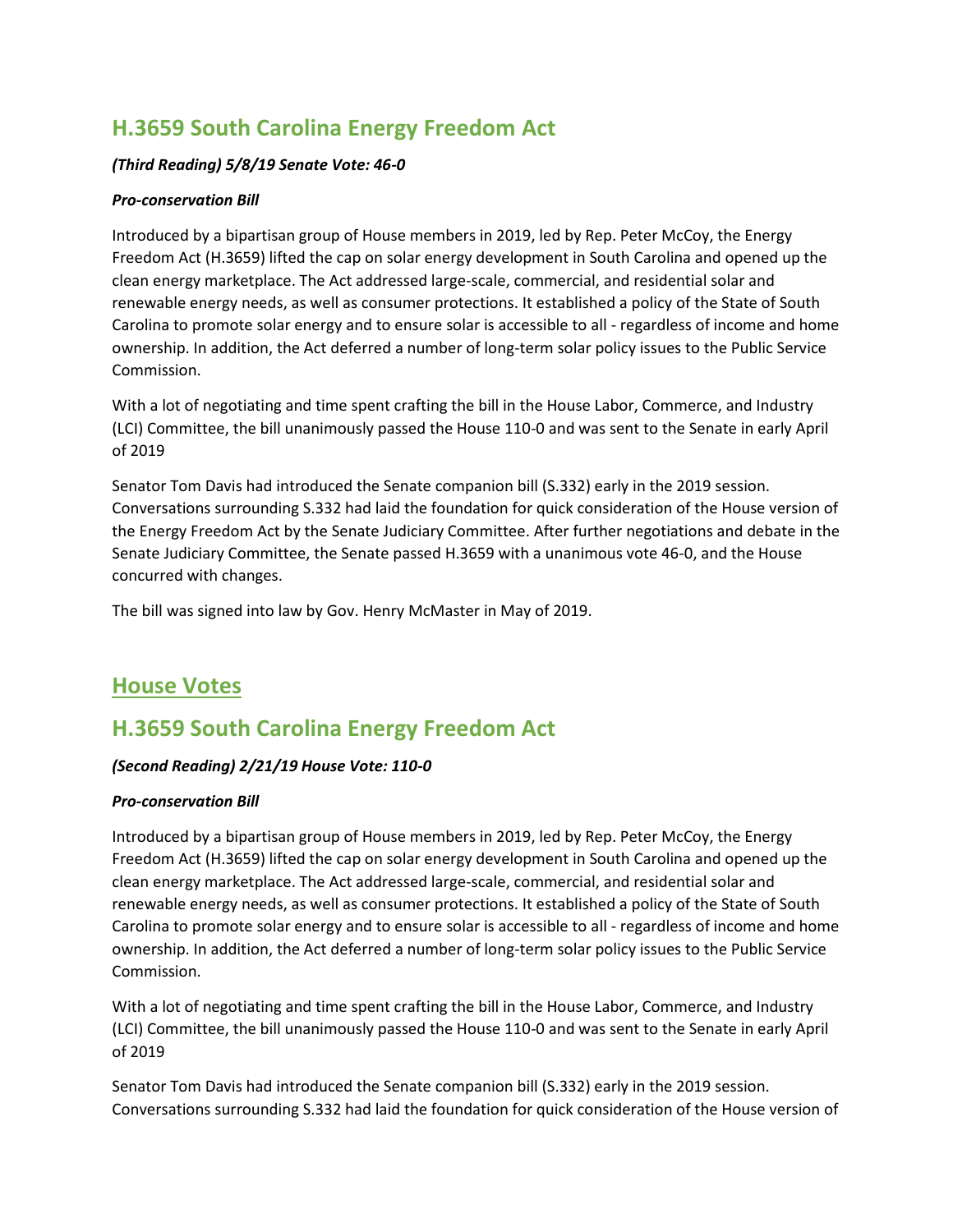## H.3659 South Carolina Energy Freedom Act

***(Third Reading) 5/8/19 Senate Vote: 46-0***

***Pro-conservation Bill***

Introduced by a bipartisan group of House members in 2019, led by Rep. Peter McCoy, the Energy Freedom Act (H.3659) lifted the cap on solar energy development in South Carolina and opened up the clean energy marketplace. The Act addressed large-scale, commercial, and residential solar and renewable energy needs, as well as consumer protections. It established a policy of the State of South Carolina to promote solar energy and to ensure solar is accessible to all - regardless of income and home ownership. In addition, the Act deferred a number of long-term solar policy issues to the Public Service Commission.

With a lot of negotiating and time spent crafting the bill in the House Labor, Commerce, and Industry (LCI) Committee, the bill unanimously passed the House 110-0 and was sent to the Senate in early April of 2019

Senator Tom Davis had introduced the Senate companion bill (S.332) early in the 2019 session. Conversations surrounding S.332 had laid the foundation for quick consideration of the House version of the Energy Freedom Act by the Senate Judiciary Committee. After further negotiations and debate in the Senate Judiciary Committee, the Senate passed H.3659 with a unanimous vote 46-0, and the House concurred with changes.

The bill was signed into law by Gov. Henry McMaster in May of 2019.

# House Votes

## H.3659 South Carolina Energy Freedom Act

***(Second Reading) 2/21/19 House Vote: 110-0***

***Pro-conservation Bill***

Introduced by a bipartisan group of House members in 2019, led by Rep. Peter McCoy, the Energy Freedom Act (H.3659) lifted the cap on solar energy development in South Carolina and opened up the clean energy marketplace. The Act addressed large-scale, commercial, and residential solar and renewable energy needs, as well as consumer protections. It established a policy of the State of South Carolina to promote solar energy and to ensure solar is accessible to all - regardless of income and home ownership. In addition, the Act deferred a number of long-term solar policy issues to the Public Service Commission.

With a lot of negotiating and time spent crafting the bill in the House Labor, Commerce, and Industry (LCI) Committee, the bill unanimously passed the House 110-0 and was sent to the Senate in early April of 2019

Senator Tom Davis had introduced the Senate companion bill (S.332) early in the 2019 session. Conversations surrounding S.332 had laid the foundation for quick consideration of the House version of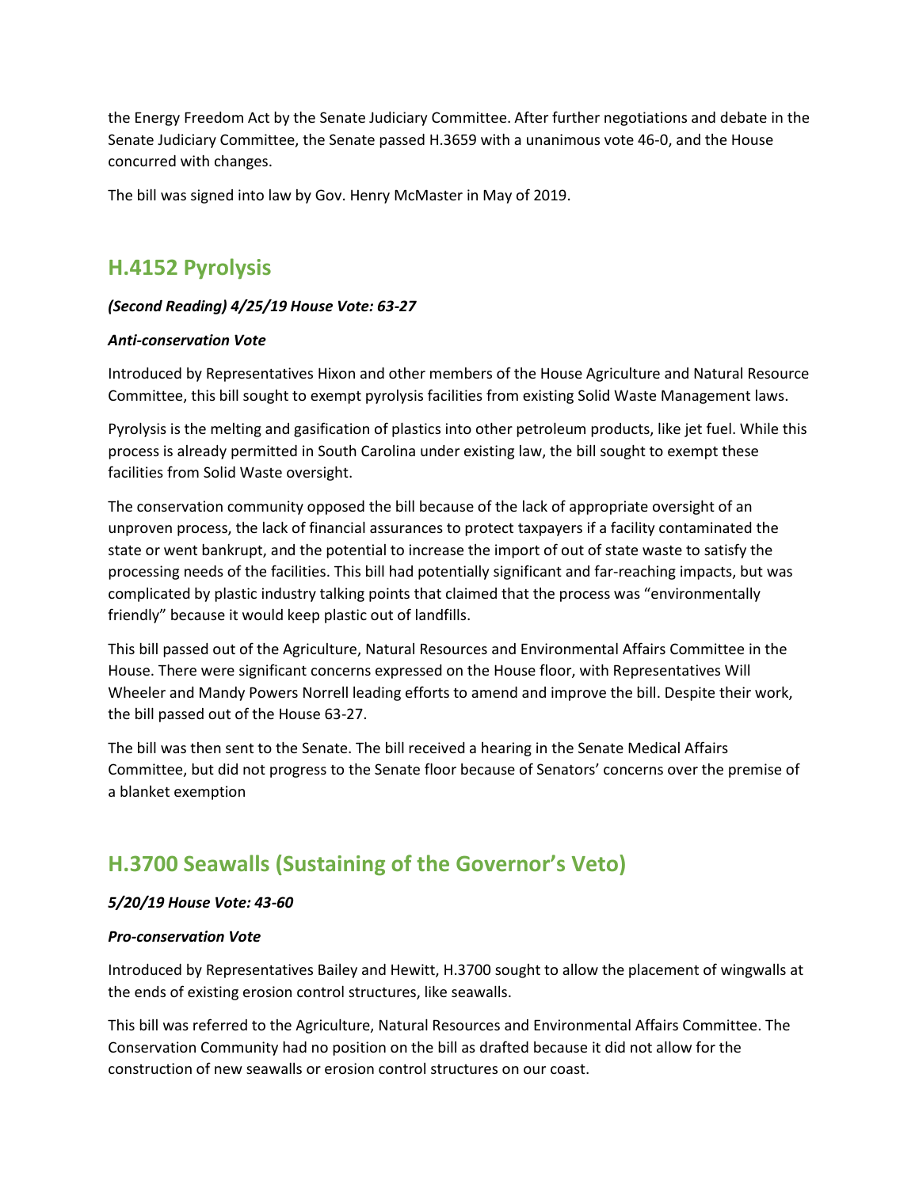the Energy Freedom Act by the Senate Judiciary Committee. After further negotiations and debate in the Senate Judiciary Committee, the Senate passed H.3659 with a unanimous vote 46-0, and the House concurred with changes.

The bill was signed into law by Gov. Henry McMaster in May of 2019.

## H.4152 Pyrolysis

***(Second Reading) 4/25/19 House Vote: 63-27***

***Anti-conservation Vote***

Introduced by Representatives Hixon and other members of the House Agriculture and Natural Resource Committee, this bill sought to exempt pyrolysis facilities from existing Solid Waste Management laws.

Pyrolysis is the melting and gasification of plastics into other petroleum products, like jet fuel. While this process is already permitted in South Carolina under existing law, the bill sought to exempt these facilities from Solid Waste oversight.

The conservation community opposed the bill because of the lack of appropriate oversight of an unproven process, the lack of financial assurances to protect taxpayers if a facility contaminated the state or went bankrupt, and the potential to increase the import of out of state waste to satisfy the processing needs of the facilities. This bill had potentially significant and far-reaching impacts, but was complicated by plastic industry talking points that claimed that the process was "environmentally friendly" because it would keep plastic out of landfills.

This bill passed out of the Agriculture, Natural Resources and Environmental Affairs Committee in the House. There were significant concerns expressed on the House floor, with Representatives Will Wheeler and Mandy Powers Norrell leading efforts to amend and improve the bill. Despite their work, the bill passed out of the House 63-27.

The bill was then sent to the Senate. The bill received a hearing in the Senate Medical Affairs Committee, but did not progress to the Senate floor because of Senators' concerns over the premise of a blanket exemption

## H.3700 Seawalls (Sustaining of the Governor's Veto)

***5/20/19 House Vote: 43-60***

***Pro-conservation Vote***

Introduced by Representatives Bailey and Hewitt, H.3700 sought to allow the placement of wingwalls at the ends of existing erosion control structures, like seawalls.

This bill was referred to the Agriculture, Natural Resources and Environmental Affairs Committee. The Conservation Community had no position on the bill as drafted because it did not allow for the construction of new seawalls or erosion control structures on our coast.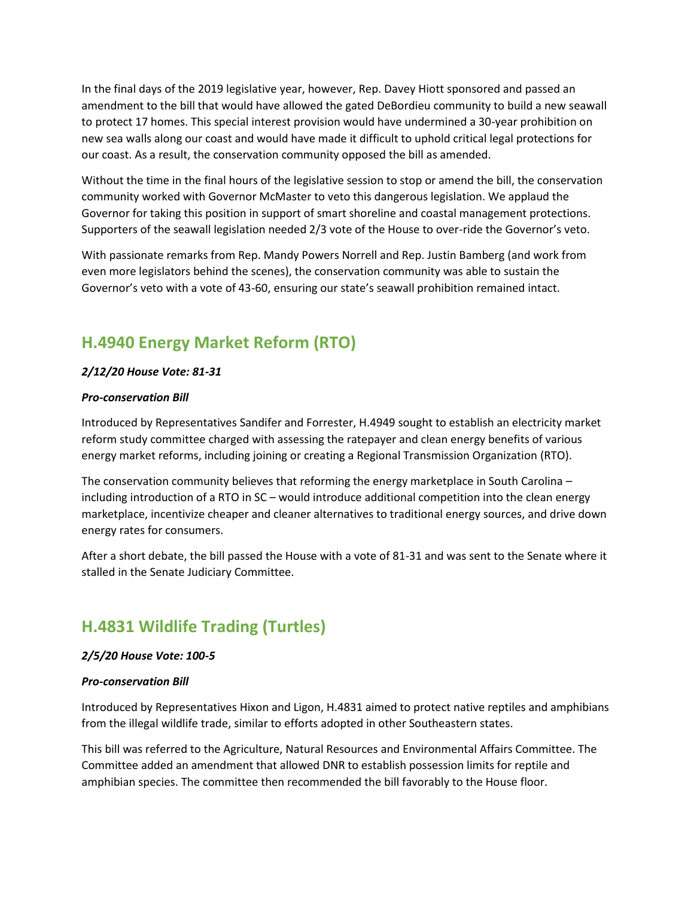In the final days of the 2019 legislative year, however, Rep. Davey Hiott sponsored and passed an amendment to the bill that would have allowed the gated DeBordieu community to build a new seawall to protect 17 homes. This special interest provision would have undermined a 30-year prohibition on new sea walls along our coast and would have made it difficult to uphold critical legal protections for our coast. As a result, the conservation community opposed the bill as amended.

Without the time in the final hours of the legislative session to stop or amend the bill, the conservation community worked with Governor McMaster to veto this dangerous legislation. We applaud the Governor for taking this position in support of smart shoreline and coastal management protections. Supporters of the seawall legislation needed 2/3 vote of the House to over-ride the Governor's veto.

With passionate remarks from Rep. Mandy Powers Norrell and Rep. Justin Bamberg (and work from even more legislators behind the scenes), the conservation community was able to sustain the Governor's veto with a vote of 43-60, ensuring our state's seawall prohibition remained intact.

## H.4940 Energy Market Reform (RTO)

***2/12/20 House Vote: 81-31***

***Pro-conservation Bill***

Introduced by Representatives Sandifer and Forrester, H.4949 sought to establish an electricity market reform study committee charged with assessing the ratepayer and clean energy benefits of various energy market reforms, including joining or creating a Regional Transmission Organization (RTO).

The conservation community believes that reforming the energy marketplace in South Carolina – including introduction of a RTO in SC – would introduce additional competition into the clean energy marketplace, incentivize cheaper and cleaner alternatives to traditional energy sources, and drive down energy rates for consumers.

After a short debate, the bill passed the House with a vote of 81-31 and was sent to the Senate where it stalled in the Senate Judiciary Committee.

## H.4831 Wildlife Trading (Turtles)

***2/5/20 House Vote: 100-5***

***Pro-conservation Bill***

Introduced by Representatives Hixon and Ligon, H.4831 aimed to protect native reptiles and amphibians from the illegal wildlife trade, similar to efforts adopted in other Southeastern states.

This bill was referred to the Agriculture, Natural Resources and Environmental Affairs Committee. The Committee added an amendment that allowed DNR to establish possession limits for reptile and amphibian species. The committee then recommended the bill favorably to the House floor.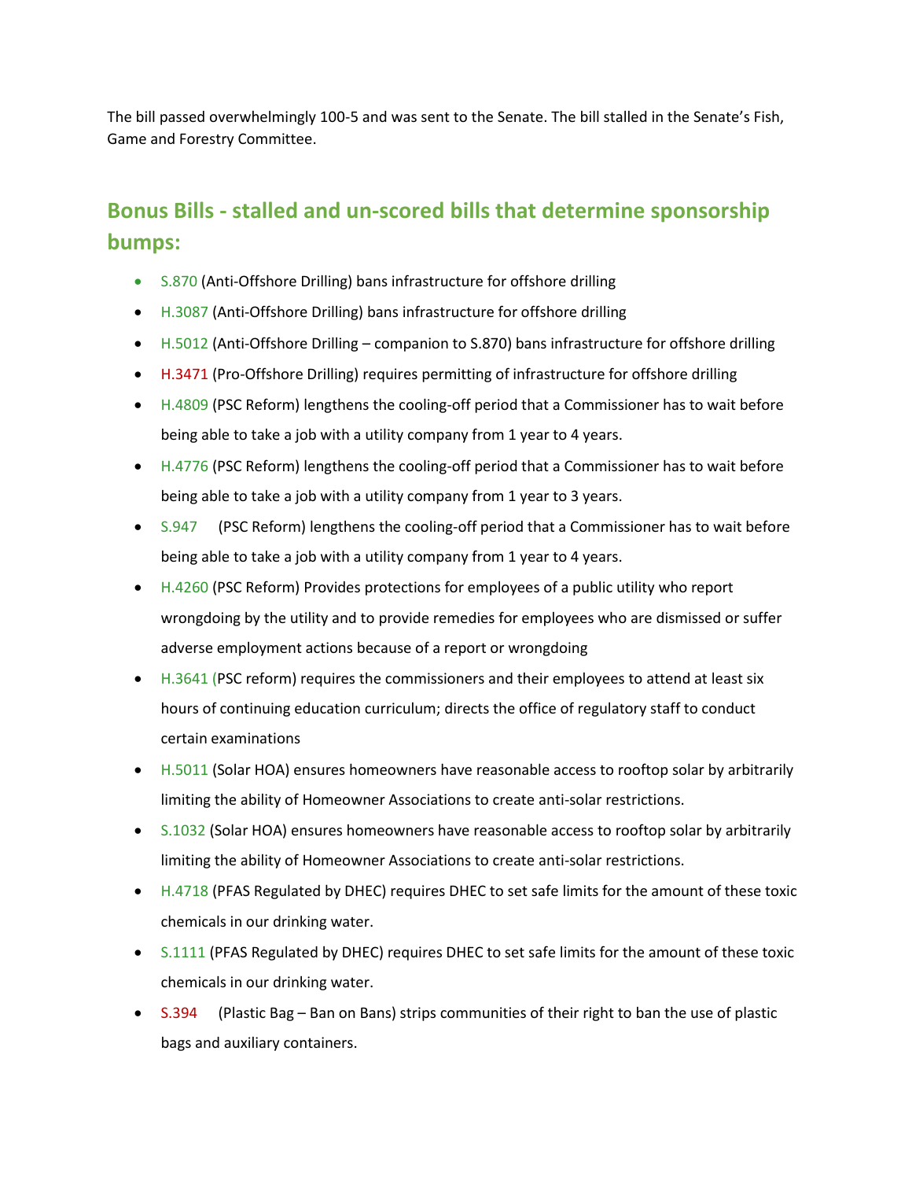The bill passed overwhelmingly 100-5 and was sent to the Senate. The bill stalled in the Senate's Fish, Game and Forestry Committee.

## Bonus Bills - stalled and un-scored bills that determine sponsorship bumps:

- S.870 (Anti-Offshore Drilling) bans infrastructure for offshore drilling
- H.3087 (Anti-Offshore Drilling) bans infrastructure for offshore drilling
- H.5012 (Anti-Offshore Drilling – companion to S.870) bans infrastructure for offshore drilling
- H.3471 (Pro-Offshore Drilling) requires permitting of infrastructure for offshore drilling
- H.4809 (PSC Reform) lengthens the cooling-off period that a Commissioner has to wait before being able to take a job with a utility company from 1 year to 4 years.
- H.4776 (PSC Reform) lengthens the cooling-off period that a Commissioner has to wait before being able to take a job with a utility company from 1 year to 3 years.
- S.947 (PSC Reform) lengthens the cooling-off period that a Commissioner has to wait before being able to take a job with a utility company from 1 year to 4 years.
- H.4260 (PSC Reform) Provides protections for employees of a public utility who report wrongdoing by the utility and to provide remedies for employees who are dismissed or suffer adverse employment actions because of a report or wrongdoing
- H.3641 (PSC reform) requires the commissioners and their employees to attend at least six hours of continuing education curriculum; directs the office of regulatory staff to conduct certain examinations
- H.5011 (Solar HOA) ensures homeowners have reasonable access to rooftop solar by arbitrarily limiting the ability of Homeowner Associations to create anti-solar restrictions.
- S.1032 (Solar HOA) ensures homeowners have reasonable access to rooftop solar by arbitrarily limiting the ability of Homeowner Associations to create anti-solar restrictions.
- H.4718 (PFAS Regulated by DHEC) requires DHEC to set safe limits for the amount of these toxic chemicals in our drinking water.
- S.1111 (PFAS Regulated by DHEC) requires DHEC to set safe limits for the amount of these toxic chemicals in our drinking water.
- S.394 (Plastic Bag – Ban on Bans) strips communities of their right to ban the use of plastic bags and auxiliary containers.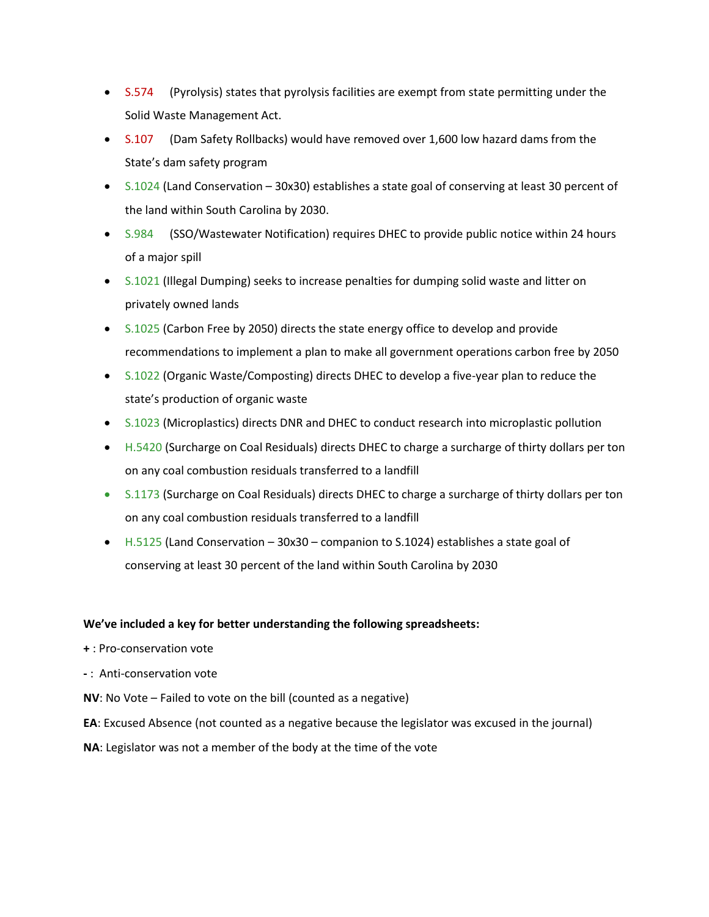- S.574 (Pyrolysis) states that pyrolysis facilities are exempt from state permitting under the Solid Waste Management Act.
- S.107 (Dam Safety Rollbacks) would have removed over 1,600 low hazard dams from the State's dam safety program
- S.1024 (Land Conservation – 30x30) establishes a state goal of conserving at least 30 percent of the land within South Carolina by 2030.
- S.984 (SSO/Wastewater Notification) requires DHEC to provide public notice within 24 hours of a major spill
- S.1021 (Illegal Dumping) seeks to increase penalties for dumping solid waste and litter on privately owned lands
- S.1025 (Carbon Free by 2050) directs the state energy office to develop and provide recommendations to implement a plan to make all government operations carbon free by 2050
- S.1022 (Organic Waste/Composting) directs DHEC to develop a five-year plan to reduce the state's production of organic waste
- S.1023 (Microplastics) directs DNR and DHEC to conduct research into microplastic pollution
- H.5420 (Surcharge on Coal Residuals) directs DHEC to charge a surcharge of thirty dollars per ton on any coal combustion residuals transferred to a landfill
- S.1173 (Surcharge on Coal Residuals) directs DHEC to charge a surcharge of thirty dollars per ton on any coal combustion residuals transferred to a landfill
- H.5125 (Land Conservation – 30x30 – companion to S.1024) establishes a state goal of conserving at least 30 percent of the land within South Carolina by 2030

**We've included a key for better understanding the following spreadsheets:**

**+** : Pro-conservation vote

**-** : Anti-conservation vote

**NV**: No Vote – Failed to vote on the bill (counted as a negative)

**EA**: Excused Absence (not counted as a negative because the legislator was excused in the journal)

**NA**: Legislator was not a member of the body at the time of the vote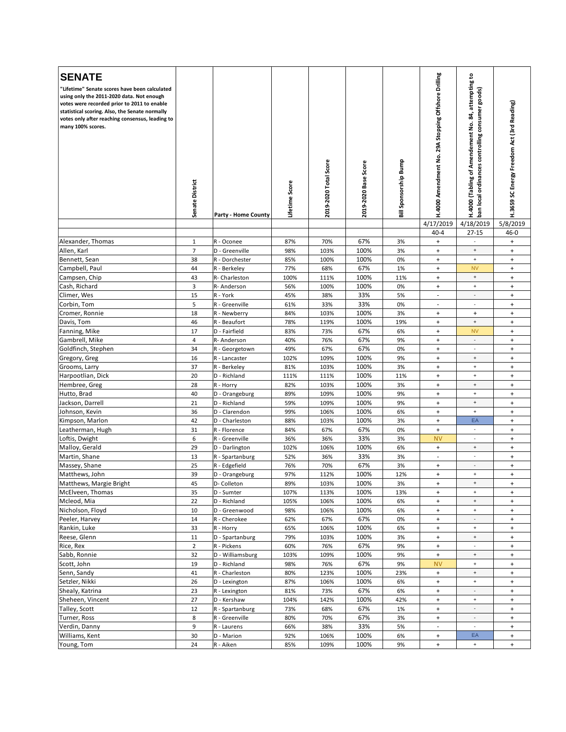## SENATE

**"Lifetime" Senate scores have been calculated using only the 2011-2020 data. Not enough votes were recorded prior to 2011 to enable statistical scoring. Also, the Senate normally votes only after reaching consensus, leading to many 100% scores.**

| | Senate District | Party - Home County | Lifetime Score | 2019-2020 Total Score | 2019-2020 Base Score | Bill Sponsorship Bump | H.4000 Amendment No. 29A Stopping Offshore Drilling | H.4000 (Tabling of Amendement No. 84, attempting to ban local ordinances controlling consumer goods) | H.3659 SC Energy Freedom Act (3rd Reading) |
|---|---|---|---|---|---|---|---|---|---|
| | | | | | | | 4/17/2019 | 4/18/2019 | 5/8/2019 |
| | | | | | | | 40-4 | 27-15 | 46-0 |
| Alexander, Thomas | 1 | R - Oconee | 87% | 70% | 67% | 3% | + | - | + |
| Allen, Karl | 7 | D - Greenville | 98% | 103% | 100% | 3% | + | + | + |
| Bennett, Sean | 38 | R - Dorchester | 85% | 100% | 100% | 0% | + | + | + |
| Campbell, Paul | 44 | R - Berkeley | 77% | 68% | 67% | 1% | + | NV | + |
| Campsen, Chip | 43 | R- Charleston | 100% | 111% | 100% | 11% | + | + | + |
| Cash, Richard | 3 | R- Anderson | 56% | 100% | 100% | 0% | + | + | + |
| Climer, Wes | 15 | R - York | 45% | 38% | 33% | 5% | - | - | + |
| Corbin, Tom | 5 | R - Greenville | 61% | 33% | 33% | 0% | - | - | + |
| Cromer, Ronnie | 18 | R - Newberry | 84% | 103% | 100% | 3% | + | + | + |
| Davis, Tom | 46 | R - Beaufort | 78% | 119% | 100% | 19% | + | + | + |
| Fanning, Mike | 17 | D - Fairfield | 83% | 73% | 67% | 6% | + | NV | + |
| Gambrell, Mike | 4 | R- Anderson | 40% | 76% | 67% | 9% | + | - | + |
| Goldfinch, Stephen | 34 | R - Georgetown | 49% | 67% | 67% | 0% | + | - | + |
| Gregory, Greg | 16 | R - Lancaster | 102% | 109% | 100% | 9% | + | + | + |
| Grooms, Larry | 37 | R - Berkeley | 81% | 103% | 100% | 3% | + | + | + |
| Harpootlian, Dick | 20 | D - Richland | 111% | 111% | 100% | 11% | + | + | + |
| Hembree, Greg | 28 | R - Horry | 82% | 103% | 100% | 3% | + | + | + |
| Hutto, Brad | 40 | D - Orangeburg | 89% | 109% | 100% | 9% | + | + | + |
| Jackson, Darrell | 21 | D - Richland | 59% | 109% | 100% | 9% | + | + | + |
| Johnson, Kevin | 36 | D - Clarendon | 99% | 106% | 100% | 6% | + | + | + |
| Kimpson, Marlon | 42 | D - Charleston | 88% | 103% | 100% | 3% | + | EA | + |
| Leatherman, Hugh | 31 | R - Florence | 84% | 67% | 67% | 0% | + | - | + |
| Loftis, Dwight | 6 | R - Greenville | 36% | 36% | 33% | 3% | NV | - | + |
| Malloy, Gerald | 29 | D - Darlington | 102% | 106% | 100% | 6% | + | + | + |
| Martin, Shane | 13 | R - Spartanburg | 52% | 36% | 33% | 3% | - | - | + |
| Massey, Shane | 25 | R - Edgefield | 76% | 70% | 67% | 3% | + | - | + |
| Matthews, John | 39 | D - Orangeburg | 97% | 112% | 100% | 12% | + | + | + |
| Matthews, Margie Bright | 45 | D- Colleton | 89% | 103% | 100% | 3% | + | + | + |
| McElveen, Thomas | 35 | D - Sumter | 107% | 113% | 100% | 13% | + | + | + |
| Mcleod, Mia | 22 | D - Richland | 105% | 106% | 100% | 6% | + | + | + |
| Nicholson, Floyd | 10 | D - Greenwood | 98% | 106% | 100% | 6% | + | + | + |
| Peeler, Harvey | 14 | R - Cherokee | 62% | 67% | 67% | 0% | + | - | + |
| Rankin, Luke | 33 | R - Horry | 65% | 106% | 100% | 6% | + | + | + |
| Reese, Glenn | 11 | D - Spartanburg | 79% | 103% | 100% | 3% | + | + | + |
| Rice, Rex | 2 | R - Pickens | 60% | 76% | 67% | 9% | + | - | + |
| Sabb, Ronnie | 32 | D - Williamsburg | 103% | 109% | 100% | 9% | + | + | + |
| Scott, John | 19 | D - Richland | 98% | 76% | 67% | 9% | NV | + | + |
| Senn, Sandy | 41 | R - Charleston | 80% | 123% | 100% | 23% | + | + | + |
| Setzler, Nikki | 26 | D - Lexington | 87% | 106% | 100% | 6% | + | + | + |
| Shealy, Katrina | 23 | R - Lexington | 81% | 73% | 67% | 6% | + | - | + |
| Sheheen, Vincent | 27 | D - Kershaw | 104% | 142% | 100% | 42% | + | + | + |
| Talley, Scott | 12 | R - Spartanburg | 73% | 68% | 67% | 1% | + | - | + |
| Turner, Ross | 8 | R - Greenville | 80% | 70% | 67% | 3% | + | - | + |
| Verdin, Danny | 9 | R - Laurens | 66% | 38% | 33% | 5% | - | - | + |
| Williams, Kent | 30 | D - Marion | 92% | 106% | 100% | 6% | + | EA | + |
| Young, Tom | 24 | R - Aiken | 85% | 109% | 100% | 9% | + | + | + |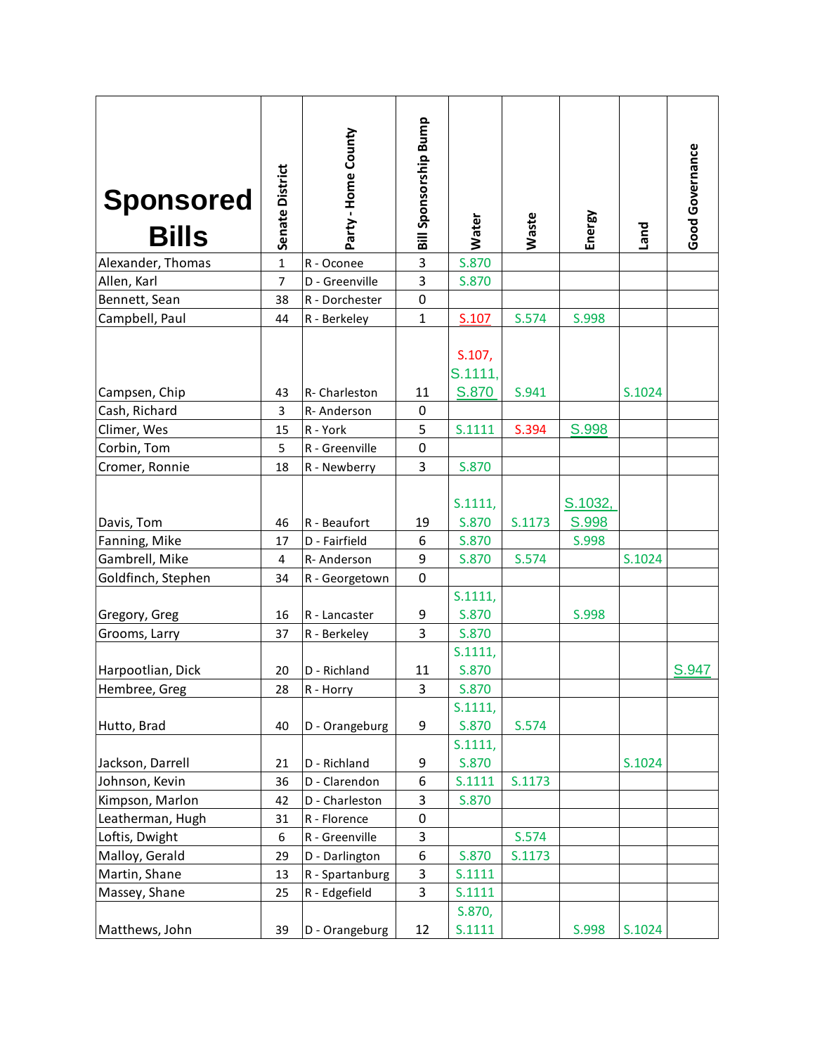| Sponsored Bills | Senate District | Party - Home County | Bill Sponsorship Bump | Water | Waste | Energy | Land | Good Governance |
|---|---|---|---|---|---|---|---|---|
| Alexander, Thomas | 1 | R - Oconee | 3 | S.870 | | | | |
| Allen, Karl | 7 | D - Greenville | 3 | S.870 | | | | |
| Bennett, Sean | 38 | R - Dorchester | 0 | | | | | |
| Campbell, Paul | 44 | R - Berkeley | 1 | S.107 | S.574 | S.998 | | |
| Campsen, Chip | 43 | R- Charleston | 11 | S.107, S.1111, S.870 | S.941 | | S.1024 | |
| Cash, Richard | 3 | R- Anderson | 0 | | | | | |
| Climer, Wes | 15 | R - York | 5 | S.1111 | S.394 | S.998 | | |
| Corbin, Tom | 5 | R - Greenville | 0 | | | | | |
| Cromer, Ronnie | 18 | R - Newberry | 3 | S.870 | | | | |
| Davis, Tom | 46 | R - Beaufort | 19 | S.1111, S.870 | S.1173 | S.1032, S.998 | | |
| Fanning, Mike | 17 | D - Fairfield | 6 | S.870 | | S.998 | | |
| Gambrell, Mike | 4 | R- Anderson | 9 | S.870 | S.574 | | S.1024 | |
| Goldfinch, Stephen | 34 | R - Georgetown | 0 | | | | | |
| Gregory, Greg | 16 | R - Lancaster | 9 | S.1111, S.870 | | S.998 | | |
| Grooms, Larry | 37 | R - Berkeley | 3 | S.870 | | | | |
| Harpootlian, Dick | 20 | D - Richland | 11 | S.1111, S.870 | | | | S.947 |
| Hembree, Greg | 28 | R - Horry | 3 | S.870 | | | | |
| Hutto, Brad | 40 | D - Orangeburg | 9 | S.1111, S.870 | S.574 | | | |
| Jackson, Darrell | 21 | D - Richland | 9 | S.1111, S.870 | | | S.1024 | |
| Johnson, Kevin | 36 | D - Clarendon | 6 | S.1111 | S.1173 | | | |
| Kimpson, Marlon | 42 | D - Charleston | 3 | S.870 | | | | |
| Leatherman, Hugh | 31 | R - Florence | 0 | | | | | |
| Loftis, Dwight | 6 | R - Greenville | 3 | | S.574 | | | |
| Malloy, Gerald | 29 | D - Darlington | 6 | S.870 | S.1173 | | | |
| Martin, Shane | 13 | R - Spartanburg | 3 | S.1111 | | | | |
| Massey, Shane | 25 | R - Edgefield | 3 | S.1111 | | | | |
| Matthews, John | 39 | D - Orangeburg | 12 | S.870, S.1111 | | S.998 | S.1024 | |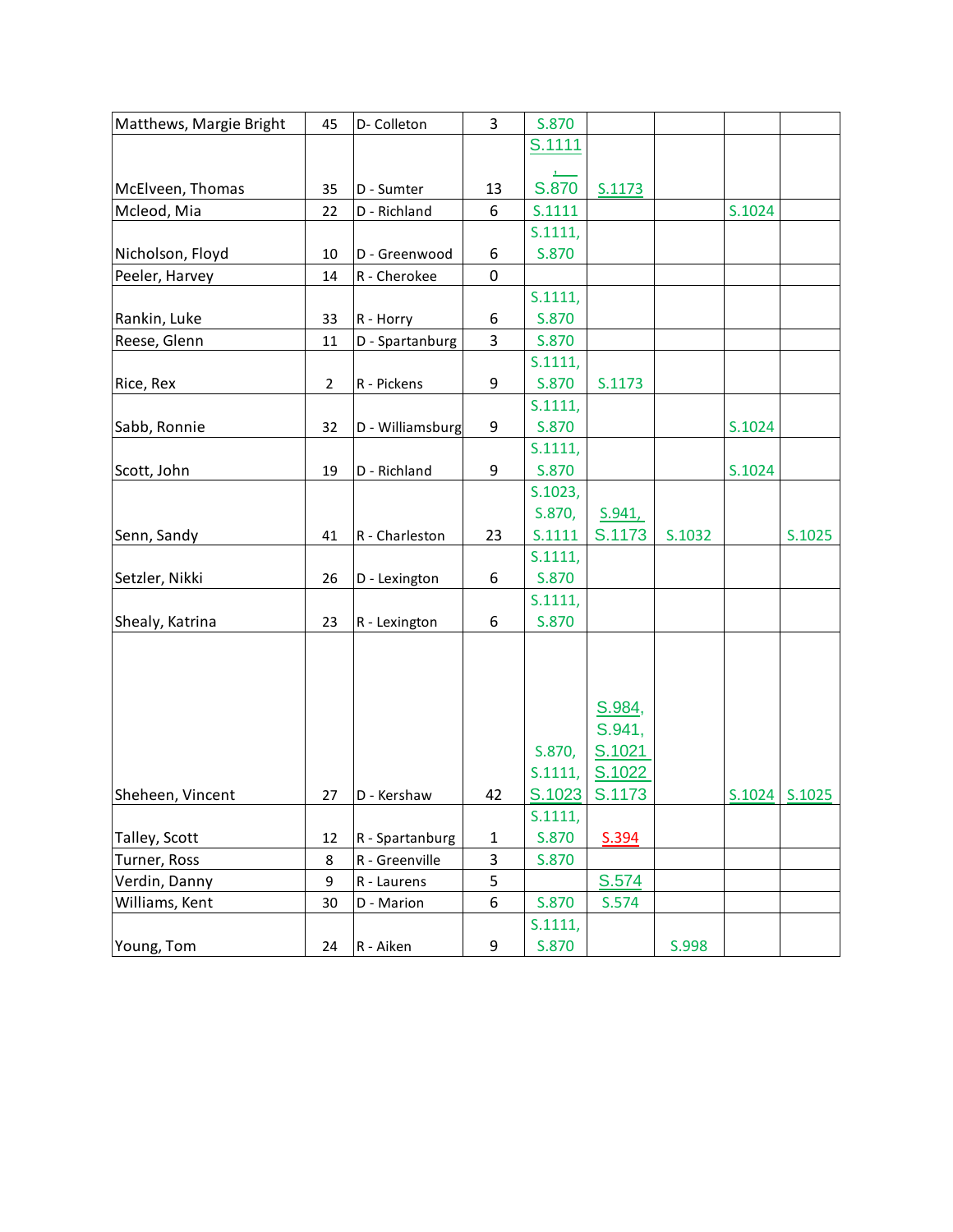| Matthews, Margie Bright | 45 | D- Colleton | 3 | S.870 | | | | |
|---|---|---|---|---|---|---|---|---|
| McElveen, Thomas | 35 | D - Sumter | 13 | S.1111, S.870 | S.1173 | | | |
| Mcleod, Mia | 22 | D - Richland | 6 | S.1111 | | | S.1024 | |
| Nicholson, Floyd | 10 | D - Greenwood | 6 | S.1111, S.870 | | | | |
| Peeler, Harvey | 14 | R - Cherokee | 0 | | | | | |
| Rankin, Luke | 33 | R - Horry | 6 | S.1111, S.870 | | | | |
| Reese, Glenn | 11 | D - Spartanburg | 3 | S.870 | | | | |
| Rice, Rex | 2 | R - Pickens | 9 | S.1111, S.870 | S.1173 | | | |
| Sabb, Ronnie | 32 | D - Williamsburg | 9 | S.1111, S.870 | | | S.1024 | |
| Scott, John | 19 | D - Richland | 9 | S.1111, S.870 | | | S.1024 | |
| Senn, Sandy | 41 | R - Charleston | 23 | S.1023, S.870, S.1111 | S.941, S.1173 | S.1032 | | S.1025 |
| Setzler, Nikki | 26 | D - Lexington | 6 | S.1111, S.870 | | | | |
| Shealy, Katrina | 23 | R - Lexington | 6 | S.1111, S.870 | | | | |
| Sheheen, Vincent | 27 | D - Kershaw | 42 | S.870, S.1111, S.1023 | S.984, S.941, S.1021 S.1022 S.1173 | | S.1024 | S.1025 |
| Talley, Scott | 12 | R - Spartanburg | 1 | S.1111, S.870 | S.394 | | | |
| Turner, Ross | 8 | R - Greenville | 3 | S.870 | | | | |
| Verdin, Danny | 9 | R - Laurens | 5 | | S.574 | | | |
| Williams, Kent | 30 | D - Marion | 6 | S.870 | S.574 | | | |
| Young, Tom | 24 | R - Aiken | 9 | S.1111, S.870 | | S.998 | | |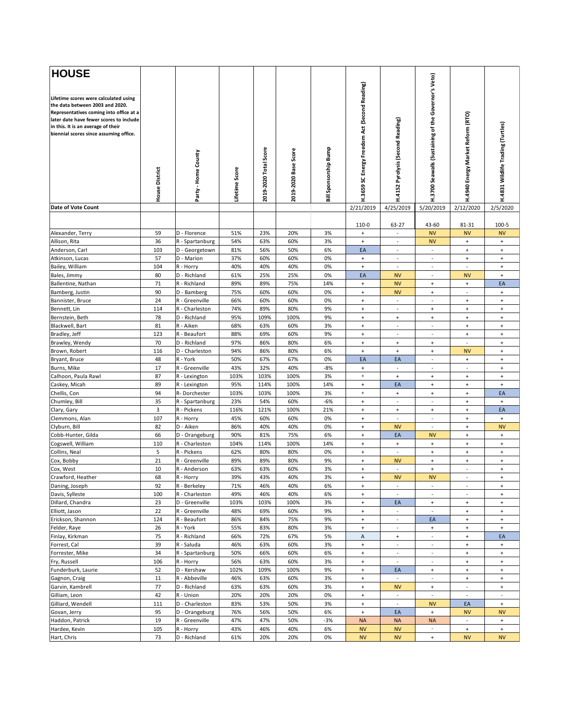# HOUSE

**Lifetime scores were calculated using the data between 2003 and 2020. Representatives coming into office at a later date have fewer scores to include in this. It is an average of their biennial scores since assuming office.**

| | House District | Party - Home County | Lifetime Score | 2019-2020 Total Score | 2019-2020 Base Score | Bill Sponsorship Bump | H.3659 SC Energy Freedom Act (Second Reading) | H.4152 Pyrolysis (Second Reading) | H.3700 Seawalls (Sustaining of the Governor's Veto) | H.4940 Energy Market Reform (RTO) | H.4831 Wildlife Trading (Turtles) |
|---|---|---|---|---|---|---|---|---|---|---|---|
| **Date of Vote Count** | | | | | | | 2/21/2019 | 4/25/2019 | 5/20/2019 | 2/12/2020 | 2/5/2020 |
| | | | | | | | 110-0 | 63-27 | 43-60 | 81-31 | 100-5 |
| Alexander, Terry | 59 | D - Florence | 51% | 23% | 20% | 3% | + | - | NV | NV | NV |
| Allison, Rita | 36 | R - Spartanburg | 54% | 63% | 60% | 3% | + | - | NV | + | + |
| Anderson, Carl | 103 | D - Georgetown | 81% | 56% | 50% | 6% | EA | - | - | + | + |
| Atkinson, Lucas | 57 | D - Marion | 37% | 60% | 60% | 0% | + | - | - | + | + |
| Bailey, William | 104 | R - Horry | 40% | 40% | 40% | 0% | + | - | - | - | + |
| Bales, Jimmy | 80 | D - Richland | 61% | 25% | 25% | 0% | EA | NV | - | NV | + |
| Ballentine, Nathan | 71 | R - Richland | 89% | 89% | 75% | 14% | + | NV | + | + | EA |
| Bamberg, Justin | 90 | D - Bamberg | 75% | 60% | 60% | 0% | + | NV | + | - | + |
| Bannister, Bruce | 24 | R - Greenville | 66% | 60% | 60% | 0% | + | - | - | + | + |
| Bennett, Lin | 114 | R - Charleston | 74% | 89% | 80% | 9% | + | - | + | + | + |
| Bernstein, Beth | 78 | D - Richland | 95% | 109% | 100% | 9% | + | + | + | + | + |
| Blackwell, Bart | 81 | R - Aiken | 68% | 63% | 60% | 3% | + | - | - | + | + |
| Bradley, Jeff | 123 | R - Beaufort | 88% | 69% | 60% | 9% | + | - | - | + | + |
| Brawley, Wendy | 70 | D - Richland | 97% | 86% | 80% | 6% | + | + | + | - | + |
| Brown, Robert | 116 | D - Charleston | 94% | 86% | 80% | 6% | + | + | + | NV | + |
| Bryant, Bruce | 48 | R - York | 50% | 67% | 67% | 0% | EA | EA | - | + | + |
| Burns, Mike | 17 | R - Greenville | 43% | 32% | 40% | -8% | + | - | - | - | + |
| Calhoon, Paula Rawl | 87 | R - Lexington | 103% | 103% | 100% | 3% | + | + | + | + | + |
| Caskey, Micah | 89 | R - Lexington | 95% | 114% | 100% | 14% | + | EA | + | + | + |
| Chellis, Con | 94 | R- Dorchester | 103% | 103% | 100% | 3% | + | + | + | + | EA |
| Chumley, Bill | 35 | R - Spartanburg | 23% | 54% | 60% | -6% | + | - | - | + | + |
| Clary, Gary | 3 | R - Pickens | 116% | 121% | 100% | 21% | + | + | + | + | EA |
| Clemmons, Alan | 107 | R - Horry | 45% | 60% | 60% | 0% | + | - | - | + | + |
| Clyburn, Bill | 82 | D - Aiken | 86% | 40% | 40% | 0% | + | NV | - | + | NV |
| Cobb-Hunter, Gilda | 66 | D - Orangeburg | 90% | 81% | 75% | 6% | + | EA | NV | + | + |
| Cogswell, William | 110 | R - Charleston | 104% | 114% | 100% | 14% | + | + | + | + | + |
| Collins, Neal | 5 | R - Pickens | 62% | 80% | 80% | 0% | + | - | + | + | + |
| Cox, Bobby | 21 | R - Greenville | 89% | 89% | 80% | 9% | + | NV | + | + | + |
| Cox, West | 10 | R - Anderson | 63% | 63% | 60% | 3% | + | - | + | - | + |
| Crawford, Heather | 68 | R - Horry | 39% | 43% | 40% | 3% | + | NV | NV | - | + |
| Daning, Joseph | 92 | R - Berkeley | 71% | 46% | 40% | 6% | + | - | - | - | + |
| Davis, Sylleste | 100 | R - Charleston | 49% | 46% | 40% | 6% | + | - | - | - | + |
| Dillard, Chandra | 23 | D - Greenville | 103% | 103% | 100% | 3% | + | EA | + | + | + |
| Elliott, Jason | 22 | R - Greenville | 48% | 69% | 60% | 9% | + | - | - | + | + |
| Erickson, Shannon | 124 | R - Beaufort | 86% | 84% | 75% | 9% | + | - | EA | + | + |
| Felder, Raye | 26 | R - York | 55% | 83% | 80% | 3% | + | - | + | + | + |
| Finlay, Kirkman | 75 | R - Richland | 66% | 72% | 67% | 5% | A | + | - | + | EA |
| Forrest, Cal | 39 | R - Saluda | 46% | 63% | 60% | 3% | + | - | - | + | + |
| Forrester, Mike | 34 | R - Spartanburg | 50% | 66% | 60% | 6% | + | - | - | + | + |
| Fry, Russell | 106 | R - Horry | 56% | 63% | 60% | 3% | + | - | - | + | + |
| Funderburk, Laurie | 52 | D - Kershaw | 102% | 109% | 100% | 9% | + | EA | + | + | + |
| Gagnon, Craig | 11 | R - Abbeville | 46% | 63% | 60% | 3% | + | - | - | + | + |
| Garvin, Kambrell | 77 | D - Richland | 63% | 63% | 60% | 3% | + | NV | + | - | + |
| Gilliam, Leon | 42 | R - Union | 20% | 20% | 20% | 0% | + | - | - | - | - |
| Gilliard, Wendell | 111 | D - Charleston | 83% | 53% | 50% | 3% | + | - | NV | EA | + |
| Govan, Jerry | 95 | D - Orangeburg | 76% | 56% | 50% | 6% | + | EA | + | NV | NV |
| Haddon, Patrick | 19 | R - Greenville | 47% | 47% | 50% | -3% | NA | NA | NA | - | + |
| Hardee, Kevin | 105 | R - Horry | 43% | 46% | 40% | 6% | NV | NV | - | + | + |
| Hart, Chris | 73 | D - Richland | 61% | 20% | 20% | 0% | NV | NV | + | NV | NV |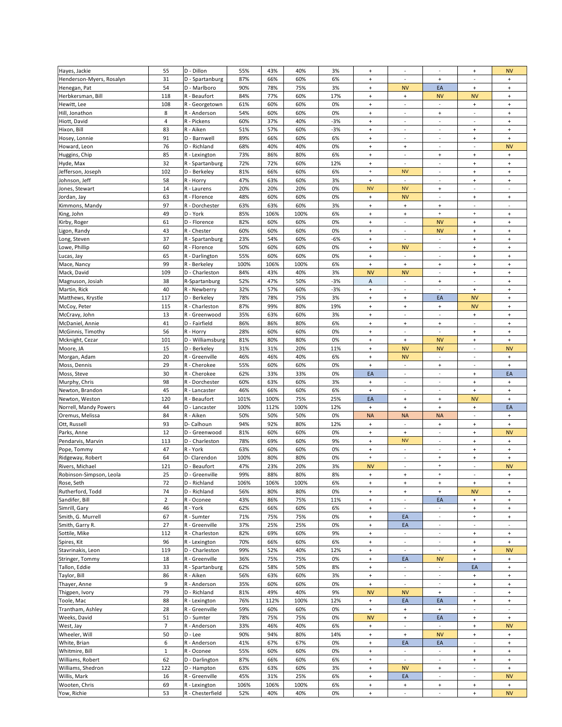| | | | | | | | | | | | |
|---|---|---|---|---|---|---|---|---|---|---|---|
| Hayes, Jackie | 55 | D - Dillon | 55% | 43% | 40% | 3% | + | - | - | + | NV |
| Henderson-Myers, Rosalyn | 31 | D - Spartanburg | 87% | 66% | 60% | 6% | + | - | + | - | + |
| Henegan, Pat | 54 | D - Marlboro | 90% | 78% | 75% | 3% | + | NV | EA | + | + |
| Herbkersman, Bill | 118 | R - Beaufort | 84% | 77% | 60% | 17% | + | + | NV | NV | + |
| Hewitt, Lee | 108 | R - Georgetown | 61% | 60% | 60% | 0% | + | - | - | + | + |
| Hill, Jonathon | 8 | R - Anderson | 54% | 60% | 60% | 0% | + | - | + | - | + |
| Hiott, David | 4 | R - Pickens | 60% | 37% | 40% | -3% | + | - | - | - | + |
| Hixon, Bill | 83 | R - Aiken | 51% | 57% | 60% | -3% | + | - | - | + | + |
| Hosey, Lonnie | 91 | D - Barnwell | 89% | 66% | 60% | 6% | + | - | - | + | + |
| Howard, Leon | 76 | D - Richland | 68% | 40% | 40% | 0% | + | + | - | - | NV |
| Huggins, Chip | 85 | R - Lexington | 73% | 86% | 80% | 6% | + | - | + | + | + |
| Hyde, Max | 32 | R - Spartanburg | 72% | 72% | 60% | 12% | + | - | - | + | + |
| Jefferson, Joseph | 102 | D - Berkeley | 81% | 66% | 60% | 6% | + | NV | - | + | + |
| Johnson, Jeff | 58 | R - Horry | 47% | 63% | 60% | 3% | + | - | - | + | + |
| Jones, Stewart | 14 | R - Laurens | 20% | 20% | 20% | 0% | NV | NV | + | - | - |
| Jordan, Jay | 63 | R - Florence | 48% | 60% | 60% | 0% | + | NV | - | + | + |
| Kimmons, Mandy | 97 | R - Dorchester | 63% | 63% | 60% | 3% | + | + | + | - | - |
| King, John | 49 | D - York | 85% | 106% | 100% | 6% | + | + | + | + | + |
| Kirby, Roger | 61 | D - Florence | 82% | 60% | 60% | 0% | + | - | NV | + | + |
| Ligon, Randy | 43 | R - Chester | 60% | 60% | 60% | 0% | + | - | NV | + | + |
| Long, Steven | 37 | R - Spartanburg | 23% | 54% | 60% | -6% | + | - | - | + | + |
| Lowe, Phillip | 60 | R - Florence | 50% | 60% | 60% | 0% | + | NV | - | + | + |
| Lucas, Jay | 65 | R - Darlington | 55% | 60% | 60% | 0% | + | - | - | + | + |
| Mace, Nancy | 99 | R - Berkeley | 100% | 106% | 100% | 6% | + | + | + | + | + |
| Mack, David | 109 | D - Charleston | 84% | 43% | 40% | 3% | NV | NV | - | + | + |
| Magnuson, Josiah | 38 | R-Spartanburg | 52% | 47% | 50% | -3% | A | - | + | - | + |
| Martin, Rick | 40 | R - Newberry | 32% | 57% | 60% | -3% | + | - | - | + | + |
| Matthews, Krystle | 117 | D - Berkeley | 78% | 78% | 75% | 3% | + | + | EA | NV | + |
| McCoy, Peter | 115 | R - Charleston | 87% | 99% | 80% | 19% | + | + | + | NV | + |
| McCravy, John | 13 | R - Greenwood | 35% | 63% | 60% | 3% | + | - | - | + | + |
| McDaniel, Annie | 41 | D - Fairfield | 86% | 86% | 80% | 6% | + | + | + | - | + |
| McGinnis, Timothy | 56 | R - Horry | 28% | 60% | 60% | 0% | + | - | - | + | + |
| Mcknight, Cezar | 101 | D - Williamsburg | 81% | 80% | 80% | 0% | + | + | NV | + | + |
| Moore, JA | 15 | D - Berkeley | 31% | 31% | 20% | 11% | + | NV | NV | - | NV |
| Morgan, Adam | 20 | R - Greenville | 46% | 46% | 40% | 6% | + | NV | - | - | + |
| Moss, Dennis | 29 | R - Cherokee | 55% | 60% | 60% | 0% | + | - | + | - | + |
| Moss, Steve | 30 | R - Cherokee | 62% | 33% | 33% | 0% | EA | - | - | + | EA |
| Murphy, Chris | 98 | R - Dorchester | 60% | 63% | 60% | 3% | + | - | - | + | + |
| Newton, Brandon | 45 | R - Lancaster | 46% | 66% | 60% | 6% | + | - | - | + | + |
| Newton, Weston | 120 | R - Beaufort | 101% | 100% | 75% | 25% | EA | + | + | NV | + |
| Norrell, Mandy Powers | 44 | D - Lancaster | 100% | 112% | 100% | 12% | + | + | + | + | EA |
| Oremus, Melissa | 84 | R - Aiken | 50% | 50% | 50% | 0% | NA | NA | NA | - | + |
| Ott, Russell | 93 | D- Calhoun | 94% | 92% | 80% | 12% | + | - | + | + | + |
| Parks, Anne | 12 | D - Greenwood | 81% | 60% | 60% | 0% | + | + | - | + | NV |
| Pendarvis, Marvin | 113 | D - Charleston | 78% | 69% | 60% | 9% | + | NV | - | + | + |
| Pope, Tommy | 47 | R - York | 63% | 60% | 60% | 0% | + | - | - | + | + |
| Ridgeway, Robert | 64 | D- Clarendon | 100% | 80% | 80% | 0% | + | - | + | + | + |
| Rivers, Michael | 121 | D - Beaufort | 47% | 23% | 20% | 3% | NV | - | + | - | NV |
| Robinson-Simpson, Leola | 25 | D - Greenville | 99% | 88% | 80% | 8% | + | + | + | - | + |
| Rose, Seth | 72 | D - Richland | 106% | 106% | 100% | 6% | + | + | + | + | + |
| Rutherford, Todd | 74 | D - Richland | 56% | 80% | 80% | 0% | + | + | + | NV | + |
| Sandifer, Bill | 2 | R - Oconee | 43% | 86% | 75% | 11% | + | - | EA | + | + |
| Simrill, Gary | 46 | R - York | 62% | 66% | 60% | 6% | + | - | - | + | + |
| Smith, G. Murrell | 67 | R - Sumter | 71% | 75% | 75% | 0% | + | EA | - | + | + |
| Smith, Garry R. | 27 | R - Greenville | 37% | 25% | 25% | 0% | + | EA | - | - | - |
| Sottile, Mike | 112 | R - Charleston | 82% | 69% | 60% | 9% | + | - | - | + | + |
| Spires, Kit | 96 | R - Lexington | 70% | 66% | 60% | 6% | + | - | - | + | + |
| Stavrinakis, Leon | 119 | D - Charleston | 99% | 52% | 40% | 12% | + | - | - | + | NV |
| Stringer, Tommy | 18 | R - Greenville | 36% | 75% | 75% | 0% | + | EA | NV | + | + |
| Tallon, Eddie | 33 | R - Spartanburg | 62% | 58% | 50% | 8% | + | - | - | EA | + |
| Taylor, Bill | 86 | R - Aiken | 56% | 63% | 60% | 3% | + | - | - | + | + |
| Thayer, Anne | 9 | R - Anderson | 35% | 60% | 60% | 0% | + | - | - | + | + |
| Thigpen, Ivory | 79 | D - Richland | 81% | 49% | 40% | 9% | NV | NV | + | - | + |
| Toole, Mac | 88 | R - Lexington | 76% | 112% | 100% | 12% | + | EA | EA | + | + |
| Trantham, Ashley | 28 | R - Greenville | 59% | 60% | 60% | 0% | + | + | + | - | - |
| Weeks, David | 51 | D - Sumter | 78% | 75% | 75% | 0% | NV | + | EA | + | + |
| West, Jay | 7 | R - Anderson | 33% | 46% | 40% | 6% | + | - | - | + | NV |
| Wheeler, Will | 50 | D - Lee | 90% | 94% | 80% | 14% | + | + | NV | + | + |
| White, Brian | 6 | R - Anderson | 41% | 67% | 67% | 0% | + | EA | EA | - | + |
| Whitmire, Bill | 1 | R - Oconee | 55% | 60% | 60% | 0% | + | - | - | + | + |
| Williams, Robert | 62 | D - Darlington | 87% | 66% | 60% | 6% | + | - | - | + | + |
| Williams, Shedron | 122 | D - Hampton | 63% | 63% | 60% | 3% | + | NV | + | - | + |
| Willis, Mark | 16 | R - Greenville | 45% | 31% | 25% | 6% | + | EA | - | - | NV |
| Wooten, Chris | 69 | R - Lexington | 106% | 106% | 100% | 6% | + | + | + | + | + |
| Yow, Richie | 53 | R - Chesterfield | 52% | 40% | 40% | 0% | + | - | - | + | NV |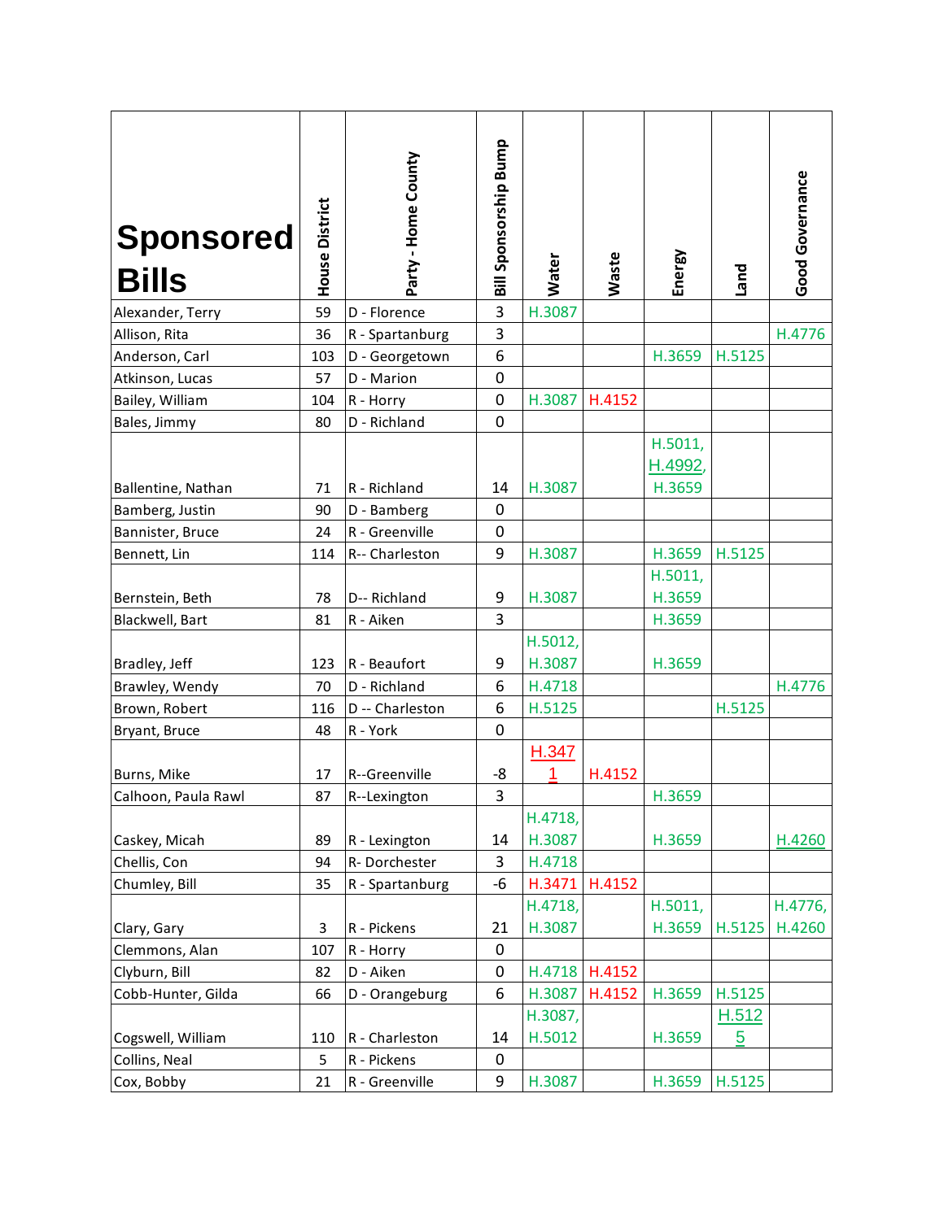| Sponsored Bills | House District | Party - Home County | Bill Sponsorship Bump | Water | Waste | Energy | Land | Good Governance |
|---|---|---|---|---|---|---|---|---|
| Alexander, Terry | 59 | D - Florence | 3 | H.3087 | | | | |
| Allison, Rita | 36 | R - Spartanburg | 3 | | | | | H.4776 |
| Anderson, Carl | 103 | D - Georgetown | 6 | | | H.3659 | H.5125 | |
| Atkinson, Lucas | 57 | D - Marion | 0 | | | | | |
| Bailey, William | 104 | R - Horry | 0 | H.3087 | H.4152 | | | |
| Bales, Jimmy | 80 | D - Richland | 0 | | | | | |
| Ballentine, Nathan | 71 | R - Richland | 14 | H.3087 | | H.5011, H.4992, H.3659 | | |
| Bamberg, Justin | 90 | D - Bamberg | 0 | | | | | |
| Bannister, Bruce | 24 | R - Greenville | 0 | | | | | |
| Bennett, Lin | 114 | R-- Charleston | 9 | H.3087 | | H.3659 | H.5125 | |
| Bernstein, Beth | 78 | D-- Richland | 9 | H.3087 | | H.5011, H.3659 | | |
| Blackwell, Bart | 81 | R - Aiken | 3 | | | H.3659 | | |
| Bradley, Jeff | 123 | R - Beaufort | 9 | H.5012, H.3087 | | H.3659 | | |
| Brawley, Wendy | 70 | D - Richland | 6 | H.4718 | | | | H.4776 |
| Brown, Robert | 116 | D -- Charleston | 6 | H.5125 | | | H.5125 | |
| Bryant, Bruce | 48 | R - York | 0 | | | | | |
| Burns, Mike | 17 | R--Greenville | -8 | H.3471 | H.4152 | | | |
| Calhoon, Paula Rawl | 87 | R--Lexington | 3 | | | H.3659 | | |
| Caskey, Micah | 89 | R - Lexington | 14 | H.4718, H.3087 | | H.3659 | | H.4260 |
| Chellis, Con | 94 | R- Dorchester | 3 | H.4718 | | | | |
| Chumley, Bill | 35 | R - Spartanburg | -6 | H.3471 | H.4152 | | | |
| Clary, Gary | 3 | R - Pickens | 21 | H.4718, H.3087 | | H.5011, H.3659 | H.5125 | H.4776, H.4260 |
| Clemmons, Alan | 107 | R - Horry | 0 | | | | | |
| Clyburn, Bill | 82 | D - Aiken | 0 | H.4718 | H.4152 | | | |
| Cobb-Hunter, Gilda | 66 | D - Orangeburg | 6 | H.3087 | H.4152 | H.3659 | H.5125 | |
| Cogswell, William | 110 | R - Charleston | 14 | H.3087, H.5012 | | H.3659 | H.5125 | |
| Collins, Neal | 5 | R - Pickens | 0 | | | | | |
| Cox, Bobby | 21 | R - Greenville | 9 | H.3087 | | H.3659 | H.5125 | |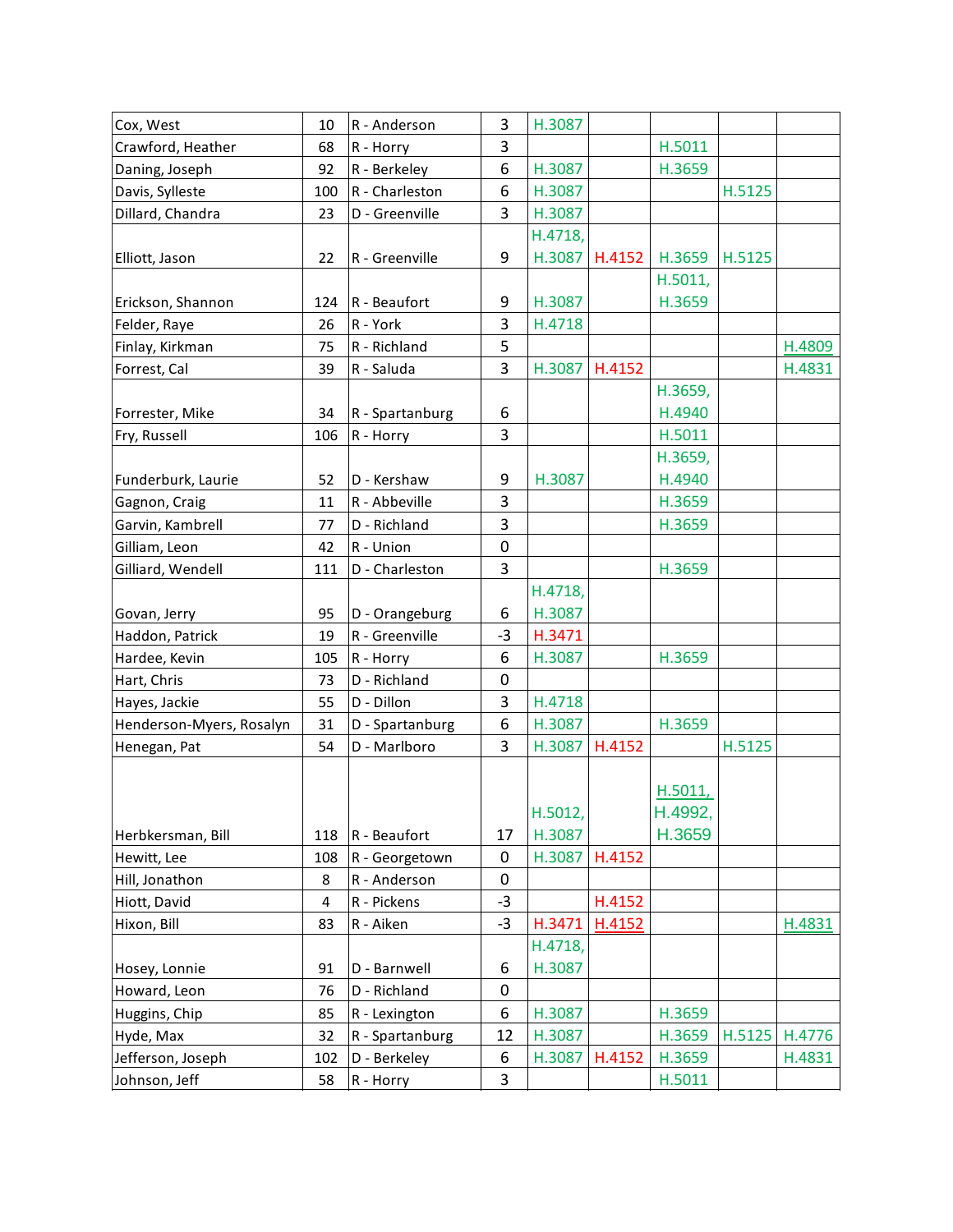| Cox, West | 10 | R - Anderson | 3 | H.3087 | | | | |
|---|---|---|---|---|---|---|---|---|
| Crawford, Heather | 68 | R - Horry | 3 | | | H.5011 | | |
| Daning, Joseph | 92 | R - Berkeley | 6 | H.3087 | | H.3659 | | |
| Davis, Sylleste | 100 | R - Charleston | 6 | H.3087 | | | H.5125 | |
| Dillard, Chandra | 23 | D - Greenville | 3 | H.3087 | | | | |
| Elliott, Jason | 22 | R - Greenville | 9 | H.4718, H.3087 | H.4152 | H.3659 | H.5125 | |
| Erickson, Shannon | 124 | R - Beaufort | 9 | H.3087 | | H.5011, H.3659 | | |
| Felder, Raye | 26 | R - York | 3 | H.4718 | | | | |
| Finlay, Kirkman | 75 | R - Richland | 5 | | | | | H.4809 |
| Forrest, Cal | 39 | R - Saluda | 3 | H.3087 | H.4152 | | | H.4831 |
| Forrester, Mike | 34 | R - Spartanburg | 6 | | | H.3659, H.4940 | | |
| Fry, Russell | 106 | R - Horry | 3 | | | H.5011 | | |
| Funderburk, Laurie | 52 | D - Kershaw | 9 | H.3087 | | H.3659, H.4940 | | |
| Gagnon, Craig | 11 | R - Abbeville | 3 | | | H.3659 | | |
| Garvin, Kambrell | 77 | D - Richland | 3 | | | H.3659 | | |
| Gilliam, Leon | 42 | R - Union | 0 | | | | | |
| Gilliard, Wendell | 111 | D - Charleston | 3 | | | H.3659 | | |
| Govan, Jerry | 95 | D - Orangeburg | 6 | H.4718, H.3087 | | | | |
| Haddon, Patrick | 19 | R - Greenville | -3 | H.3471 | | | | |
| Hardee, Kevin | 105 | R - Horry | 6 | H.3087 | | H.3659 | | |
| Hart, Chris | 73 | D - Richland | 0 | | | | | |
| Hayes, Jackie | 55 | D - Dillon | 3 | H.4718 | | | | |
| Henderson-Myers, Rosalyn | 31 | D - Spartanburg | 6 | H.3087 | | H.3659 | | |
| Henegan, Pat | 54 | D - Marlboro | 3 | H.3087 | H.4152 | | H.5125 | |
| Herbkersman, Bill | 118 | R - Beaufort | 17 | H.5012, H.3087 | | H.5011, H.4992, H.3659 | | |
| Hewitt, Lee | 108 | R - Georgetown | 0 | H.3087 | H.4152 | | | |
| Hill, Jonathon | 8 | R - Anderson | 0 | | | | | |
| Hiott, David | 4 | R - Pickens | -3 | | H.4152 | | | |
| Hixon, Bill | 83 | R - Aiken | -3 | H.3471 | H.4152 | | | H.4831 |
| Hosey, Lonnie | 91 | D - Barnwell | 6 | H.4718, H.3087 | | | | |
| Howard, Leon | 76 | D - Richland | 0 | | | | | |
| Huggins, Chip | 85 | R - Lexington | 6 | H.3087 | | H.3659 | | |
| Hyde, Max | 32 | R - Spartanburg | 12 | H.3087 | | H.3659 | H.5125 | H.4776 |
| Jefferson, Joseph | 102 | D - Berkeley | 6 | H.3087 | H.4152 | H.3659 | | H.4831 |
| Johnson, Jeff | 58 | R - Horry | 3 | | | H.5011 | | |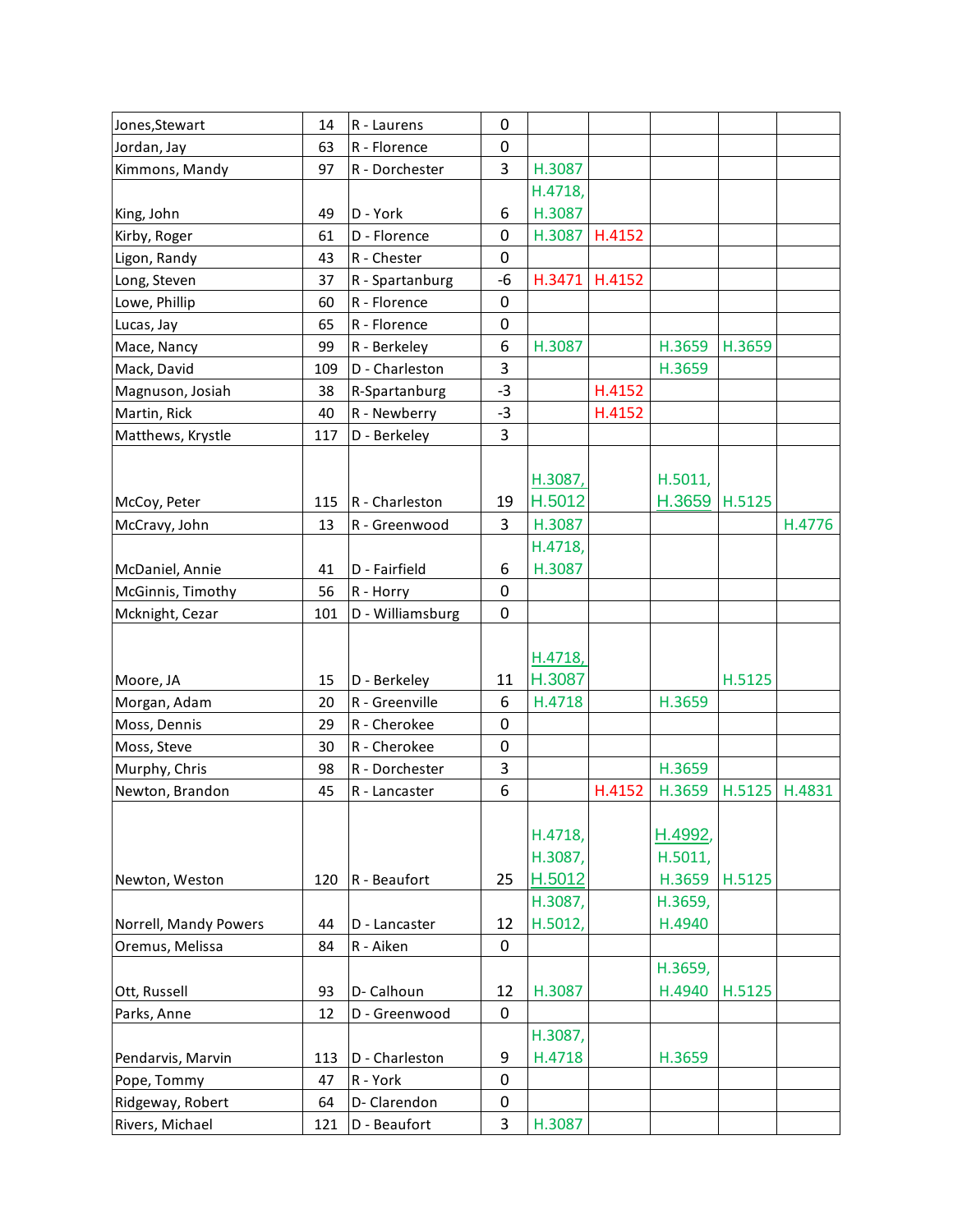| | | | | | | | | |
|---|---|---|---|---|---|---|---|---|
| Jones,Stewart | 14 | R - Laurens | 0 | | | | | |
| Jordan, Jay | 63 | R - Florence | 0 | | | | | |
| Kimmons, Mandy | 97 | R - Dorchester | 3 | H.3087 | | | | |
| King, John | 49 | D - York | 6 | H.4718, H.3087 | | | | |
| Kirby, Roger | 61 | D - Florence | 0 | H.3087 | H.4152 | | | |
| Ligon, Randy | 43 | R - Chester | 0 | | | | | |
| Long, Steven | 37 | R - Spartanburg | -6 | H.3471 | H.4152 | | | |
| Lowe, Phillip | 60 | R - Florence | 0 | | | | | |
| Lucas, Jay | 65 | R - Florence | 0 | | | | | |
| Mace, Nancy | 99 | R - Berkeley | 6 | H.3087 | | H.3659 | H.3659 | |
| Mack, David | 109 | D - Charleston | 3 | | | H.3659 | | |
| Magnuson, Josiah | 38 | R-Spartanburg | -3 | | H.4152 | | | |
| Martin, Rick | 40 | R - Newberry | -3 | | H.4152 | | | |
| Matthews, Krystle | 117 | D - Berkeley | 3 | | | | | |
| McCoy, Peter | 115 | R - Charleston | 19 | H.3087, H.5012 | | H.5011, H.3659 | H.5125 | |
| McCravy, John | 13 | R - Greenwood | 3 | H.3087 | | | | H.4776 |
| McDaniel, Annie | 41 | D - Fairfield | 6 | H.4718, H.3087 | | | | |
| McGinnis, Timothy | 56 | R - Horry | 0 | | | | | |
| Mcknight, Cezar | 101 | D - Williamsburg | 0 | | | | | |
| Moore, JA | 15 | D - Berkeley | 11 | H.4718, H.3087 | | | H.5125 | |
| Morgan, Adam | 20 | R - Greenville | 6 | H.4718 | | H.3659 | | |
| Moss, Dennis | 29 | R - Cherokee | 0 | | | | | |
| Moss, Steve | 30 | R - Cherokee | 0 | | | | | |
| Murphy, Chris | 98 | R - Dorchester | 3 | | | H.3659 | | |
| Newton, Brandon | 45 | R - Lancaster | 6 | | H.4152 | H.3659 | H.5125 | H.4831 |
| Newton, Weston | 120 | R - Beaufort | 25 | H.4718, H.3087, H.5012 | | H.4992, H.5011, H.3659 | H.5125 | |
| Norrell, Mandy Powers | 44 | D - Lancaster | 12 | H.3087, H.5012, | | H.3659, H.4940 | | |
| Oremus, Melissa | 84 | R - Aiken | 0 | | | | | |
| Ott, Russell | 93 | D- Calhoun | 12 | H.3087 | | H.3659, H.4940 | H.5125 | |
| Parks, Anne | 12 | D - Greenwood | 0 | | | | | |
| Pendarvis, Marvin | 113 | D - Charleston | 9 | H.3087, H.4718 | | H.3659 | | |
| Pope, Tommy | 47 | R - York | 0 | | | | | |
| Ridgeway, Robert | 64 | D- Clarendon | 0 | | | | | |
| Rivers, Michael | 121 | D - Beaufort | 3 | H.3087 | | | | |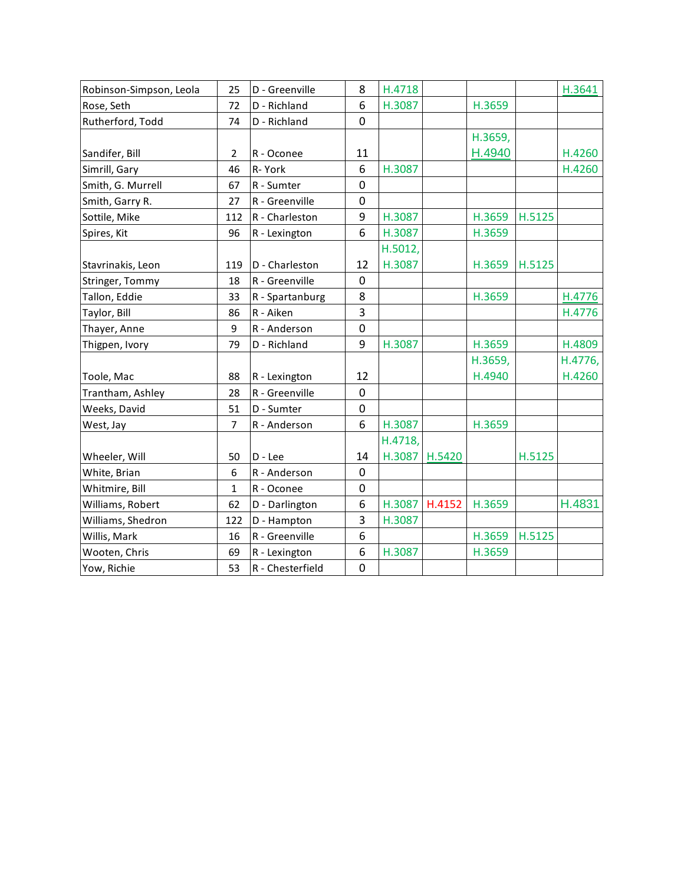| | | | | | | | | |
|---|---|---|---|---|---|---|---|---|
| Robinson-Simpson, Leola | 25 | D - Greenville | 8 | H.4718 | | | | H.3641 |
| Rose, Seth | 72 | D - Richland | 6 | H.3087 | | H.3659 | | |
| Rutherford, Todd | 74 | D - Richland | 0 | | | | | |
| Sandifer, Bill | 2 | R - Oconee | 11 | | | H.3659, H.4940 | | H.4260 |
| Simrill, Gary | 46 | R- York | 6 | H.3087 | | | | H.4260 |
| Smith, G. Murrell | 67 | R - Sumter | 0 | | | | | |
| Smith, Garry R. | 27 | R - Greenville | 0 | | | | | |
| Sottile, Mike | 112 | R - Charleston | 9 | H.3087 | | H.3659 | H.5125 | |
| Spires, Kit | 96 | R - Lexington | 6 | H.3087 | | H.3659 | | |
| Stavrinakis, Leon | 119 | D - Charleston | 12 | H.5012, H.3087 | | H.3659 | H.5125 | |
| Stringer, Tommy | 18 | R - Greenville | 0 | | | | | |
| Tallon, Eddie | 33 | R - Spartanburg | 8 | | | H.3659 | | H.4776 |
| Taylor, Bill | 86 | R - Aiken | 3 | | | | | H.4776 |
| Thayer, Anne | 9 | R - Anderson | 0 | | | | | |
| Thigpen, Ivory | 79 | D - Richland | 9 | H.3087 | | H.3659 | | H.4809 |
| Toole, Mac | 88 | R - Lexington | 12 | | | H.3659, H.4940 | | H.4776, H.4260 |
| Trantham, Ashley | 28 | R - Greenville | 0 | | | | | |
| Weeks, David | 51 | D - Sumter | 0 | | | | | |
| West, Jay | 7 | R - Anderson | 6 | H.3087 | | H.3659 | | |
| Wheeler, Will | 50 | D - Lee | 14 | H.4718, H.3087 | H.5420 | | H.5125 | |
| White, Brian | 6 | R - Anderson | 0 | | | | | |
| Whitmire, Bill | 1 | R - Oconee | 0 | | | | | |
| Williams, Robert | 62 | D - Darlington | 6 | H.3087 | H.4152 | H.3659 | | H.4831 |
| Williams, Shedron | 122 | D - Hampton | 3 | H.3087 | | | | |
| Willis, Mark | 16 | R - Greenville | 6 | | | H.3659 | H.5125 | |
| Wooten, Chris | 69 | R - Lexington | 6 | H.3087 | | H.3659 | | |
| Yow, Richie | 53 | R - Chesterfield | 0 | | | | | |